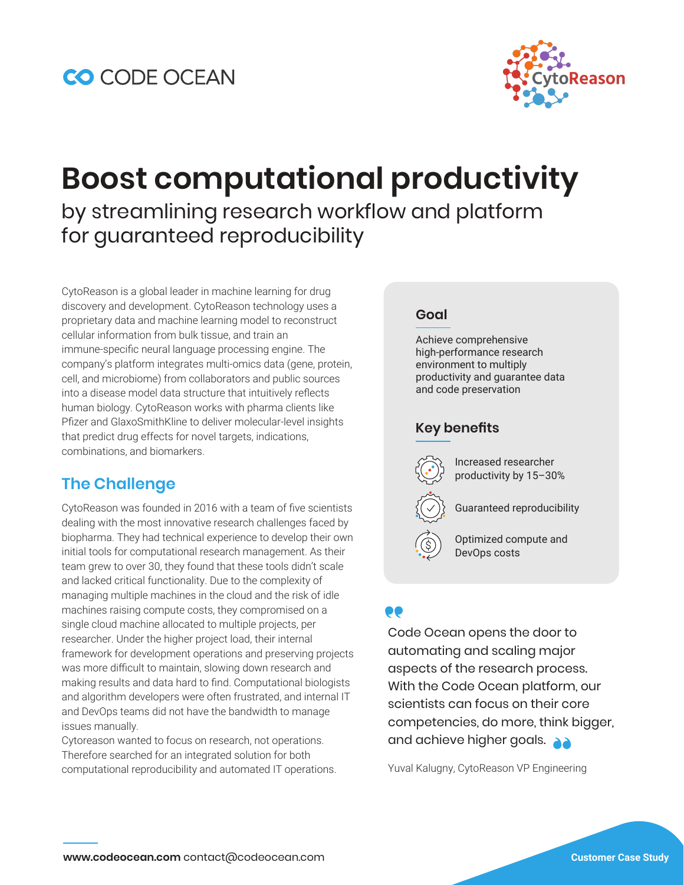CODE OCEAN

CytoReason

# Boost computational productivity

by streamlining research workflow and platform for guaranteed reproducibility

CytoReason is a global leader in machine learning for drug discovery and development. CytoReason technology uses a proprietary data and machine learning model to reconstruct cellular information from bulk tissue, and train an immune-specific neural language processing engine. The company's platform integrates multi-omics data (gene, protein, cell, and microbiome) from collaborators and public sources into a disease model data structure that intuitively reflects human biology. CytoReason works with pharma clients like Pfizer and GlaxoSmithKline to deliver molecular-level insights that predict drug effects for novel targets, indications, combinations, and biomarkers.

## The Challenge

CytoReason was founded in 2016 with a team of five scientists dealing with the most innovative research challenges faced by biopharma. They had technical experience to develop their own initial tools for computational research management. As their team grew to over 30, they found that these tools didn't scale and lacked critical functionality. Due to the complexity of managing multiple machines in the cloud and the risk of idle machines raising compute costs, they compromised on a single cloud machine allocated to multiple projects, per researcher. Under the higher project load, their internal framework for development operations and preserving projects was more difficult to maintain, slowing down research and making results and data hard to find. Computational biologists and algorithm developers were often frustrated, and internal IT and DevOps teams did not have the bandwidth to manage issues manually.

Cytoreason wanted to focus on research, not operations. Therefore searched for an integrated solution for both computational reproducibility and automated IT operations.

### Goal

Achieve comprehensive high-performance research environment to multiply productivity and guarantee data and code preservation

### Key benefits

- Increased researcher productivity by 15–30%
- Guaranteed reproducibility
- Optimized compute and DevOps costs

> Code Ocean opens the door to automating and scaling major aspects of the research process. With the Code Ocean platform, our scientists can focus on their core competencies, do more, think bigger, and achieve higher goals.

Yuval Kalugny, CytoReason VP Engineering

**www.codeocean.com** contact@codeocean.com

Customer Case Study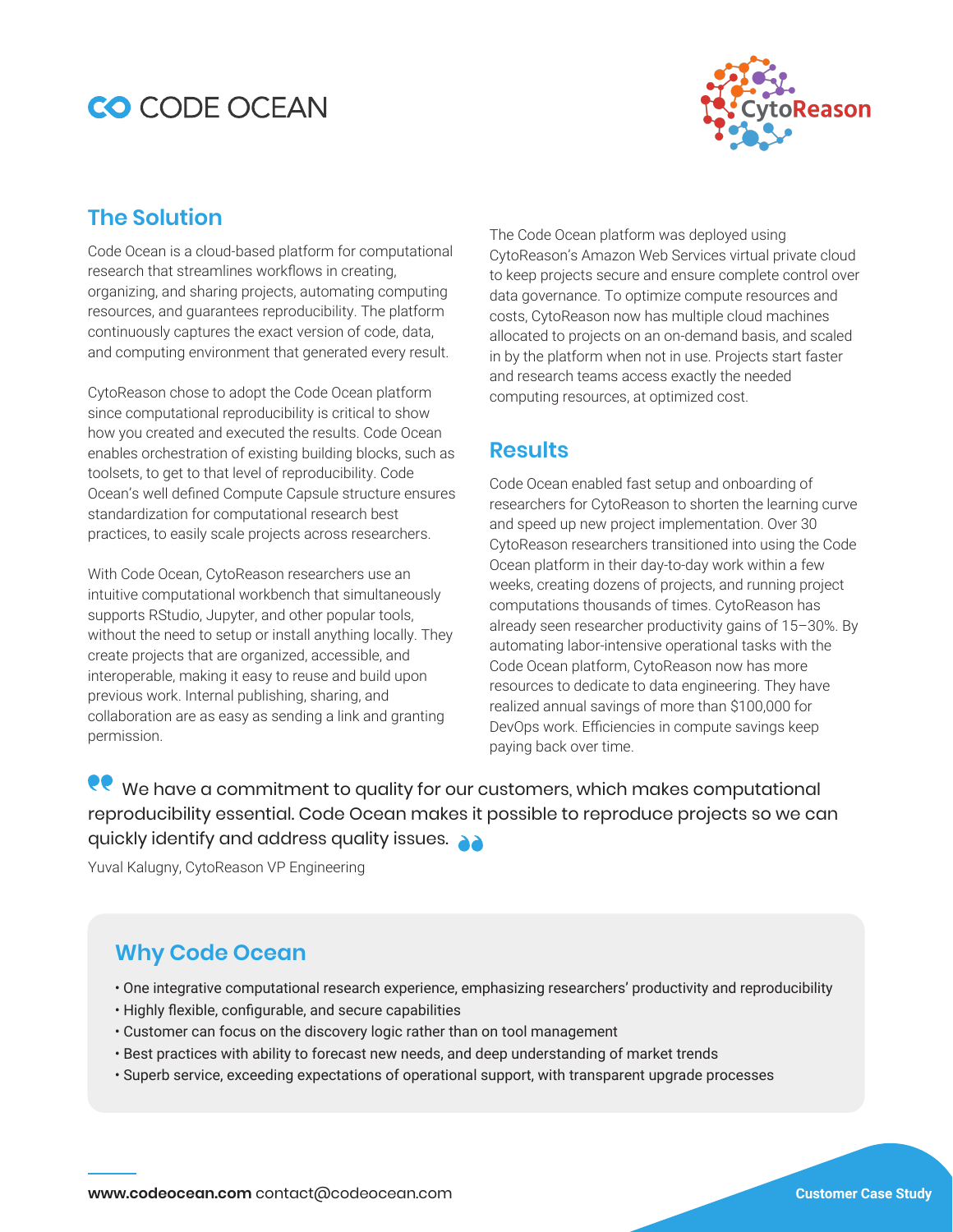CODE OCEAN

CytoReason

## The Solution

Code Ocean is a cloud-based platform for computational research that streamlines workflows in creating, organizing, and sharing projects, automating computing resources, and guarantees reproducibility. The platform continuously captures the exact version of code, data, and computing environment that generated every result.

CytoReason chose to adopt the Code Ocean platform since computational reproducibility is critical to show how you created and executed the results. Code Ocean enables orchestration of existing building blocks, such as toolsets, to get to that level of reproducibility. Code Ocean's well defined Compute Capsule structure ensures standardization for computational research best practices, to easily scale projects across researchers.

With Code Ocean, CytoReason researchers use an intuitive computational workbench that simultaneously supports RStudio, Jupyter, and other popular tools, without the need to setup or install anything locally. They create projects that are organized, accessible, and interoperable, making it easy to reuse and build upon previous work. Internal publishing, sharing, and collaboration are as easy as sending a link and granting permission.

The Code Ocean platform was deployed using CytoReason's Amazon Web Services virtual private cloud to keep projects secure and ensure complete control over data governance. To optimize compute resources and costs, CytoReason now has multiple cloud machines allocated to projects on an on-demand basis, and scaled in by the platform when not in use. Projects start faster and research teams access exactly the needed computing resources, at optimized cost.

## Results

Code Ocean enabled fast setup and onboarding of researchers for CytoReason to shorten the learning curve and speed up new project implementation. Over 30 CytoReason researchers transitioned into using the Code Ocean platform in their day-to-day work within a few weeks, creating dozens of projects, and running project computations thousands of times. CytoReason has already seen researcher productivity gains of 15–30%. By automating labor-intensive operational tasks with the Code Ocean platform, CytoReason now has more resources to dedicate to data engineering. They have realized annual savings of more than $100,000 for DevOps work. Efficiencies in compute savings keep paying back over time.

> We have a commitment to quality for our customers, which makes computational reproducibility essential. Code Ocean makes it possible to reproduce projects so we can quickly identify and address quality issues.

Yuval Kalugny, CytoReason VP Engineering

## Why Code Ocean

- One integrative computational research experience, emphasizing researchers' productivity and reproducibility
- Highly flexible, configurable, and secure capabilities
- Customer can focus on the discovery logic rather than on tool management
- Best practices with ability to forecast new needs, and deep understanding of market trends
- Superb service, exceeding expectations of operational support, with transparent upgrade processes

**www.codeocean.com** contact@codeocean.com

**Customer Case Study**